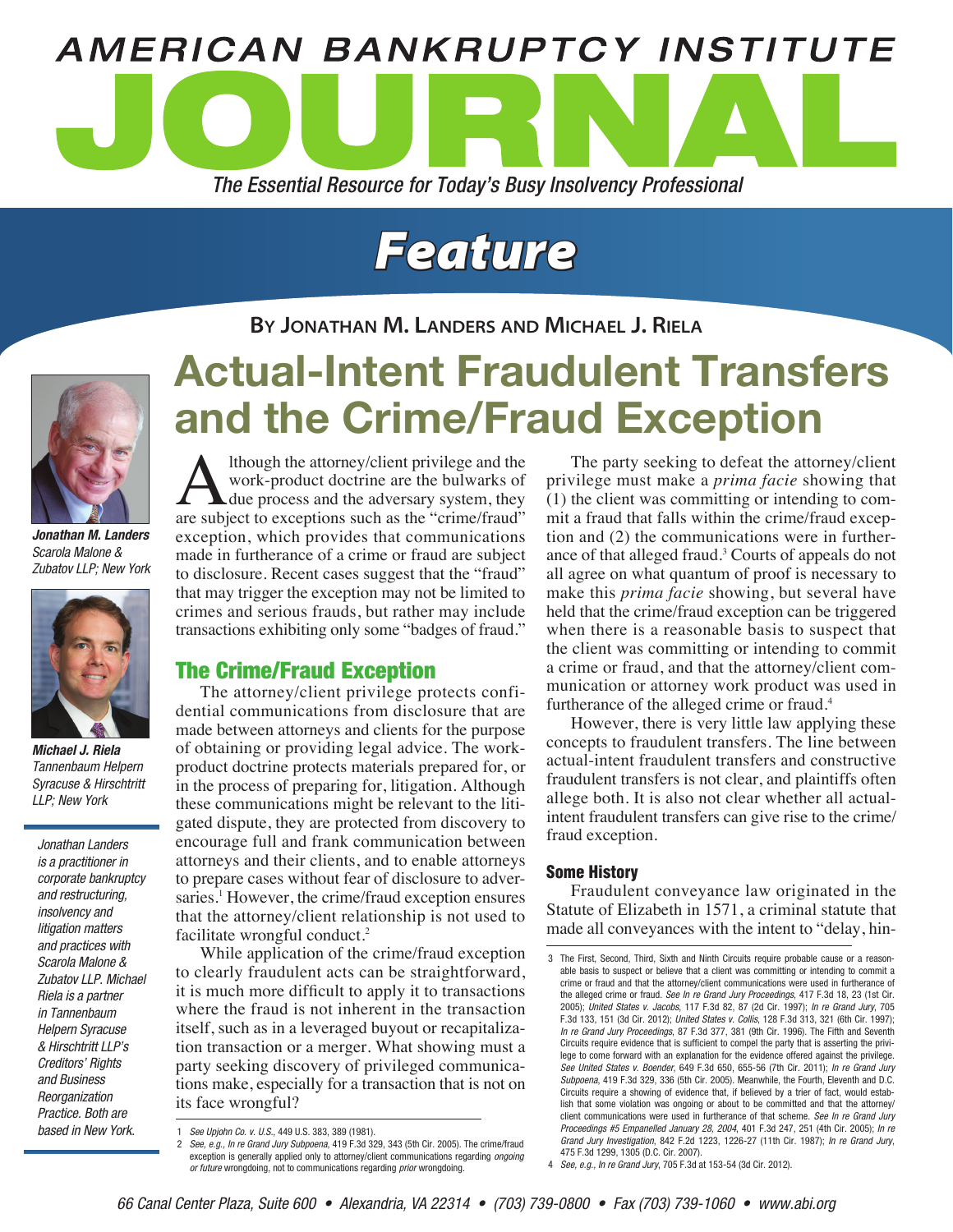# Feature

**By Jonathan M. Landers and Michael J. Riela**

# Actual-Intent Fraudulent Transfers and the Crime/Fraud Exception

*Jonathan M. Landers*
*Scarola Malone & Zubatov LLP; New York*

*Michael J. Riela*
*Tannenbaum Helpern Syracuse & Hirschtritt LLP; New York*

*Jonathan Landers is a practitioner in corporate bankruptcy and restructuring, insolvency and litigation matters and practices with Scarola Malone & Zubatov LLP. Michael Riela is a partner in Tannenbaum Helpern Syracuse & Hirschtritt LLP's Creditors' Rights and Business Reorganization Practice. Both are based in New York.*

Although the attorney/client privilege and the work-product doctrine are the bulwarks of due process and the adversary system, they are subject to exceptions such as the "crime/fraud" exception, which provides that communications made in furtherance of a crime or fraud are subject to disclosure. Recent cases suggest that the "fraud" that may trigger the exception may not be limited to crimes and serious frauds, but rather may include transactions exhibiting only some "badges of fraud."

## The Crime/Fraud Exception

The attorney/client privilege protects confidential communications from disclosure that are made between attorneys and clients for the purpose of obtaining or providing legal advice. The work-product doctrine protects materials prepared for, or in the process of preparing for, litigation. Although these communications might be relevant to the litigated dispute, they are protected from discovery to encourage full and frank communication between attorneys and their clients, and to enable attorneys to prepare cases without fear of disclosure to adversaries.[1] However, the crime/fraud exception ensures that the attorney/client relationship is not used to facilitate wrongful conduct.[2]

While application of the crime/fraud exception to clearly fraudulent acts can be straightforward, it is much more difficult to apply it to transactions where the fraud is not inherent in the transaction itself, such as in a leveraged buyout or recapitalization transaction or a merger. What showing must a party seeking discovery of privileged communications make, especially for a transaction that is not on its face wrongful?

The party seeking to defeat the attorney/client privilege must make a *prima facie* showing that (1) the client was committing or intending to commit a fraud that falls within the crime/fraud exception and (2) the communications were in furtherance of that alleged fraud.[3] Courts of appeals do not all agree on what quantum of proof is necessary to make this *prima facie* showing, but several have held that the crime/fraud exception can be triggered when there is a reasonable basis to suspect that the client was committing or intending to commit a crime or fraud, and that the attorney/client communication or attorney work product was used in furtherance of the alleged crime or fraud.[4]

However, there is very little law applying these concepts to fraudulent transfers. The line between actual-intent fraudulent transfers and constructive fraudulent transfers is not clear, and plaintiffs often allege both. It is also not clear whether all actual-intent fraudulent transfers can give rise to the crime/fraud exception.

### Some History

Fraudulent conveyance law originated in the Statute of Elizabeth in 1571, a criminal statute that made all conveyances with the intent to "delay, hin-

---

1 *See Upjohn Co. v. U.S.*, 449 U.S. 383, 389 (1981).

2 *See, e.g., In re Grand Jury Subpoena*, 419 F.3d 329, 343 (5th Cir. 2005). The crime/fraud exception is generally applied only to attorney/client communications regarding *ongoing or future* wrongdoing, not to communications regarding *prior* wrongdoing.

3 The First, Second, Third, Sixth and Ninth Circuits require probable cause or a reasonable basis to suspect or believe that a client was committing or intending to commit a crime or fraud and that the attorney/client communications were used in furtherance of the alleged crime or fraud. *See In re Grand Jury Proceedings*, 417 F.3d 18, 23 (1st Cir. 2005); *United States v. Jacobs*, 117 F.3d 82, 87 (2d Cir. 1997); *In re Grand Jury*, 705 F.3d 133, 151 (3d Cir. 2012); *United States v. Collis*, 128 F.3d 313, 321 (6th Cir. 1997); *In re Grand Jury Proceedings*, 87 F.3d 377, 381 (9th Cir. 1996). The Fifth and Seventh Circuits require evidence that is sufficient to compel the party that is asserting the privilege to come forward with an explanation for the evidence offered against the privilege. *See United States v. Boender*, 649 F.3d 650, 655-56 (7th Cir. 2011); *In re Grand Jury Subpoena*, 419 F.3d 329, 336 (5th Cir. 2005). Meanwhile, the Fourth, Eleventh and D.C. Circuits require a showing of evidence that, if believed by a trier of fact, would establish that some violation was ongoing or about to be committed and that the attorney/client communications were used in furtherance of that scheme. *See In re Grand Jury Proceedings #5 Empanelled January 28, 2004*, 401 F.3d 247, 251 (4th Cir. 2005); *In re Grand Jury Investigation*, 842 F.2d 1223, 1226-27 (11th Cir. 1987); *In re Grand Jury*, 475 F.3d 1299, 1305 (D.C. Cir. 2007).

4 *See, e.g., In re Grand Jury*, 705 F.3d at 153-54 (3d Cir. 2012).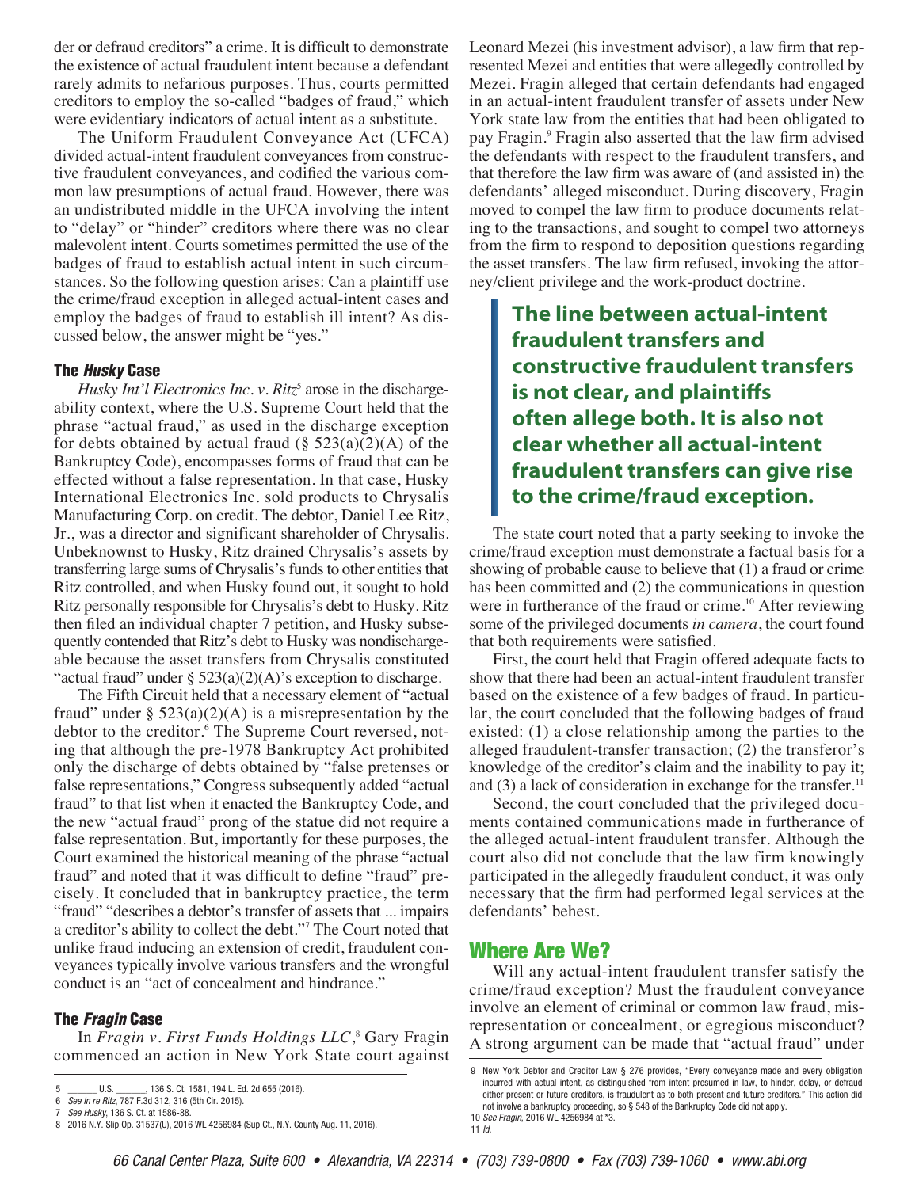der or defraud creditors" a crime. It is difficult to demonstrate the existence of actual fraudulent intent because a defendant rarely admits to nefarious purposes. Thus, courts permitted creditors to employ the so-called "badges of fraud," which were evidentiary indicators of actual intent as a substitute.

The Uniform Fraudulent Conveyance Act (UFCA) divided actual-intent fraudulent conveyances from constructive fraudulent conveyances, and codified the various common law presumptions of actual fraud. However, there was an undistributed middle in the UFCA involving the intent to "delay" or "hinder" creditors where there was no clear malevolent intent. Courts sometimes permitted the use of the badges of fraud to establish actual intent in such circumstances. So the following question arises: Can a plaintiff use the crime/fraud exception in alleged actual-intent cases and employ the badges of fraud to establish ill intent? As discussed below, the answer might be "yes."

## The *Husky* Case

*Husky Int'l Electronics Inc. v. Ritz*[5] arose in the dischargeability context, where the U.S. Supreme Court held that the phrase "actual fraud," as used in the discharge exception for debts obtained by actual fraud (§ 523(a)(2)(A) of the Bankruptcy Code), encompasses forms of fraud that can be effected without a false representation. In that case, Husky International Electronics Inc. sold products to Chrysalis Manufacturing Corp. on credit. The debtor, Daniel Lee Ritz, Jr., was a director and significant shareholder of Chrysalis. Unbeknownst to Husky, Ritz drained Chrysalis's assets by transferring large sums of Chrysalis's funds to other entities that Ritz controlled, and when Husky found out, it sought to hold Ritz personally responsible for Chrysalis's debt to Husky. Ritz then filed an individual chapter 7 petition, and Husky subsequently contended that Ritz's debt to Husky was nondischargeable because the asset transfers from Chrysalis constituted "actual fraud" under § 523(a)(2)(A)'s exception to discharge.

The Fifth Circuit held that a necessary element of "actual fraud" under § 523(a)(2)(A) is a misrepresentation by the debtor to the creditor.[6] The Supreme Court reversed, noting that although the pre-1978 Bankruptcy Act prohibited only the discharge of debts obtained by "false pretenses or false representations," Congress subsequently added "actual fraud" to that list when it enacted the Bankruptcy Code, and the new "actual fraud" prong of the statue did not require a false representation. But, importantly for these purposes, the Court examined the historical meaning of the phrase "actual fraud" and noted that it was difficult to define "fraud" precisely. It concluded that in bankruptcy practice, the term "fraud" "describes a debtor's transfer of assets that ... impairs a creditor's ability to collect the debt."[7] The Court noted that unlike fraud inducing an extension of credit, fraudulent conveyances typically involve various transfers and the wrongful conduct is an "act of concealment and hindrance."

## The *Fragin* Case

In *Fragin v. First Funds Holdings LLC*,[8] Gary Fragin commenced an action in New York State court against Leonard Mezei (his investment advisor), a law firm that represented Mezei and entities that were allegedly controlled by Mezei. Fragin alleged that certain defendants had engaged in an actual-intent fraudulent transfer of assets under New York state law from the entities that had been obligated to pay Fragin.[9] Fragin also asserted that the law firm advised the defendants with respect to the fraudulent transfers, and that therefore the law firm was aware of (and assisted in) the defendants' alleged misconduct. During discovery, Fragin moved to compel the law firm to produce documents relating to the transactions, and sought to compel two attorneys from the firm to respond to deposition questions regarding the asset transfers. The law firm refused, invoking the attorney/client privilege and the work-product doctrine.

> **The line between actual-intent fraudulent transfers and constructive fraudulent transfers is not clear, and plaintiffs often allege both. It is also not clear whether all actual-intent fraudulent transfers can give rise to the crime/fraud exception.**

The state court noted that a party seeking to invoke the crime/fraud exception must demonstrate a factual basis for a showing of probable cause to believe that (1) a fraud or crime has been committed and (2) the communications in question were in furtherance of the fraud or crime.[10] After reviewing some of the privileged documents *in camera*, the court found that both requirements were satisfied.

First, the court held that Fragin offered adequate facts to show that there had been an actual-intent fraudulent transfer based on the existence of a few badges of fraud. In particular, the court concluded that the following badges of fraud existed: (1) a close relationship among the parties to the alleged fraudulent-transfer transaction; (2) the transferor's knowledge of the creditor's claim and the inability to pay it; and (3) a lack of consideration in exchange for the transfer.[11]

Second, the court concluded that the privileged documents contained communications made in furtherance of the alleged actual-intent fraudulent transfer. Although the court also did not conclude that the law firm knowingly participated in the allegedly fraudulent conduct, it was only necessary that the firm had performed legal services at the defendants' behest.

## Where Are We?

Will any actual-intent fraudulent transfer satisfy the crime/fraud exception? Must the fraudulent conveyance involve an element of criminal or common law fraud, misrepresentation or concealment, or egregious misconduct? A strong argument can be made that "actual fraud" under

---

5 ______ U.S. ______, 136 S. Ct. 1581, 194 L. Ed. 2d 655 (2016).

6 *See In re Ritz*, 787 F.3d 312, 316 (5th Cir. 2015).

7 *See Husky*, 136 S. Ct. at 1586-88.

8 2016 N.Y. Slip Op. 31537(U), 2016 WL 4256984 (Sup Ct., N.Y. County Aug. 11, 2016).

9 New York Debtor and Creditor Law § 276 provides, "Every conveyance made and every obligation incurred with actual intent, as distinguished from intent presumed in law, to hinder, delay, or defraud either present or future creditors, is fraudulent as to both present and future creditors." This action did not involve a bankruptcy proceeding, so § 548 of the Bankruptcy Code did not apply.

10 *See Fragin*, 2016 WL 4256984 at *3.

11 *Id.*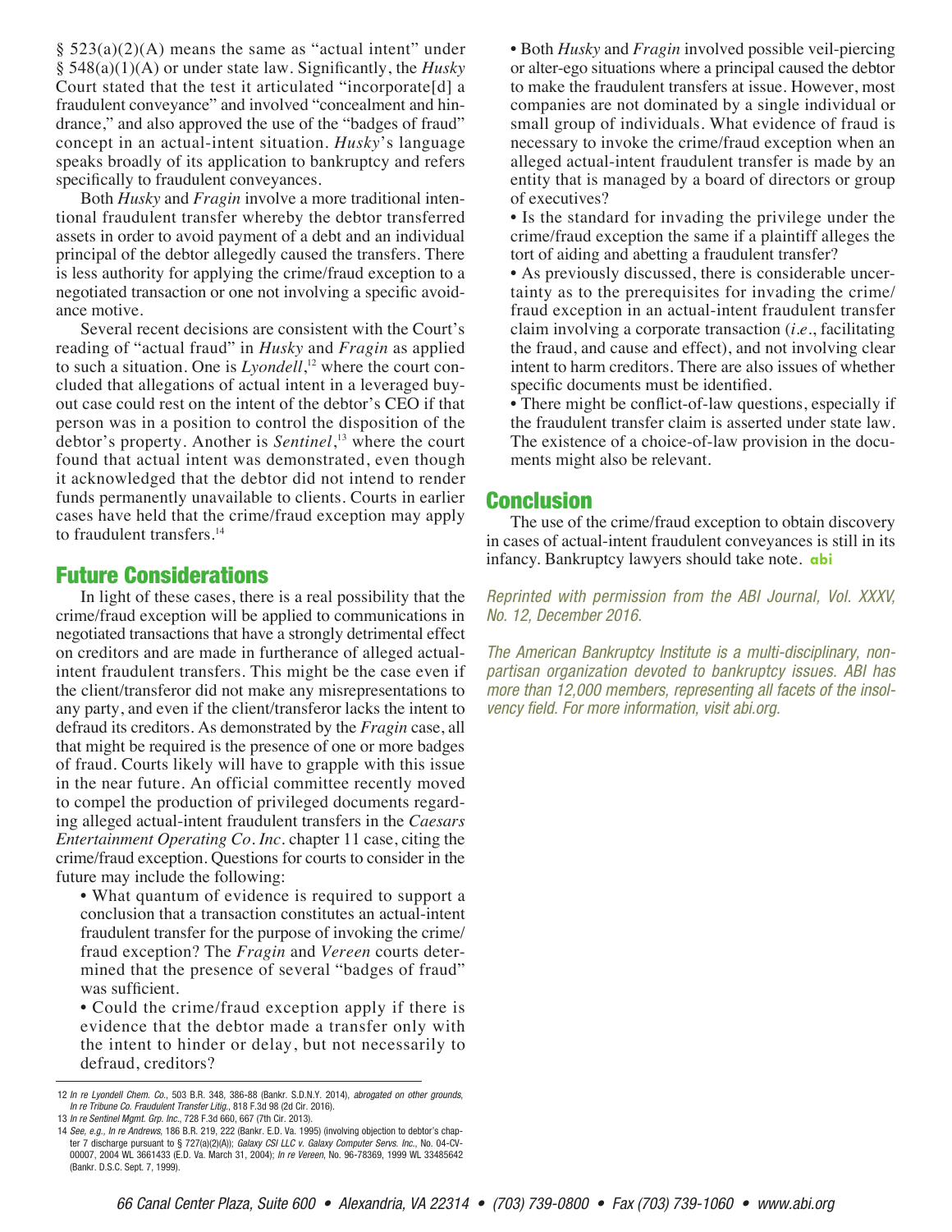§ 523(a)(2)(A) means the same as "actual intent" under § 548(a)(1)(A) or under state law. Significantly, the *Husky* Court stated that the test it articulated "incorporate[d] a fraudulent conveyance" and involved "concealment and hindrance," and also approved the use of the "badges of fraud" concept in an actual-intent situation. *Husky*'s language speaks broadly of its application to bankruptcy and refers specifically to fraudulent conveyances.

Both *Husky* and *Fragin* involve a more traditional intentional fraudulent transfer whereby the debtor transferred assets in order to avoid payment of a debt and an individual principal of the debtor allegedly caused the transfers. There is less authority for applying the crime/fraud exception to a negotiated transaction or one not involving a specific avoidance motive.

Several recent decisions are consistent with the Court's reading of "actual fraud" in *Husky* and *Fragin* as applied to such a situation. One is *Lyondell*,[12] where the court concluded that allegations of actual intent in a leveraged buyout case could rest on the intent of the debtor's CEO if that person was in a position to control the disposition of the debtor's property. Another is *Sentinel*,[13] where the court found that actual intent was demonstrated, even though it acknowledged that the debtor did not intend to render funds permanently unavailable to clients. Courts in earlier cases have held that the crime/fraud exception may apply to fraudulent transfers.[14]

## Future Considerations

In light of these cases, there is a real possibility that the crime/fraud exception will be applied to communications in negotiated transactions that have a strongly detrimental effect on creditors and are made in furtherance of alleged actual-intent fraudulent transfers. This might be the case even if the client/transferor did not make any misrepresentations to any party, and even if the client/transferor lacks the intent to defraud its creditors. As demonstrated by the *Fragin* case, all that might be required is the presence of one or more badges of fraud. Courts likely will have to grapple with this issue in the near future. An official committee recently moved to compel the production of privileged documents regarding alleged actual-intent fraudulent transfers in the *Caesars Entertainment Operating Co. Inc.* chapter 11 case, citing the crime/fraud exception. Questions for courts to consider in the future may include the following:

- What quantum of evidence is required to support a conclusion that a transaction constitutes an actual-intent fraudulent transfer for the purpose of invoking the crime/fraud exception? The *Fragin* and *Vereen* courts determined that the presence of several "badges of fraud" was sufficient.
- Could the crime/fraud exception apply if there is evidence that the debtor made a transfer only with the intent to hinder or delay, but not necessarily to defraud, creditors?
- Both *Husky* and *Fragin* involved possible veil-piercing or alter-ego situations where a principal caused the debtor to make the fraudulent transfers at issue. However, most companies are not dominated by a single individual or small group of individuals. What evidence of fraud is necessary to invoke the crime/fraud exception when an alleged actual-intent fraudulent transfer is made by an entity that is managed by a board of directors or group of executives?
- Is the standard for invading the privilege under the crime/fraud exception the same if a plaintiff alleges the tort of aiding and abetting a fraudulent transfer?
- As previously discussed, there is considerable uncertainty as to the prerequisites for invading the crime/fraud exception in an actual-intent fraudulent transfer claim involving a corporate transaction (*i.e.*, facilitating the fraud, and cause and effect), and not involving clear intent to harm creditors. There are also issues of whether specific documents must be identified.
- There might be conflict-of-law questions, especially if the fraudulent transfer claim is asserted under state law. The existence of a choice-of-law provision in the documents might also be relevant.

## Conclusion

The use of the crime/fraud exception to obtain discovery in cases of actual-intent fraudulent conveyances is still in its infancy. Bankruptcy lawyers should take note. **abi**

*Reprinted with permission from the ABI Journal, Vol. XXXV, No. 12, December 2016.*

*The American Bankruptcy Institute is a multi-disciplinary, nonpartisan organization devoted to bankruptcy issues. ABI has more than 12,000 members, representing all facets of the insolvency field. For more information, visit abi.org.*

---

12 *In re Lyondell Chem. Co.*, 503 B.R. 348, 386-88 (Bankr. S.D.N.Y. 2014), *abrogated on other grounds*, *In re Tribune Co. Fraudulent Transfer Litig.*, 818 F.3d 98 (2d Cir. 2016).

13 *In re Sentinel Mgmt. Grp. Inc.*, 728 F.3d 660, 667 (7th Cir. 2013).

14 *See, e.g.*, *In re Andrews*, 186 B.R. 219, 222 (Bankr. E.D. Va. 1995) (involving objection to debtor's chapter 7 discharge pursuant to § 727(a)(2)(A)); *Galaxy CSI LLC v. Galaxy Computer Servs. Inc.*, No. 04-CV-00007, 2004 WL 3661433 (E.D. Va. March 31, 2004); *In re Vereen*, No. 96-78369, 1999 WL 33485642 (Bankr. D.S.C. Sept. 7, 1999).

66 Canal Center Plaza, Suite 600 • Alexandria, VA 22314 • (703) 739-0800 • Fax (703) 739-1060 • www.abi.org